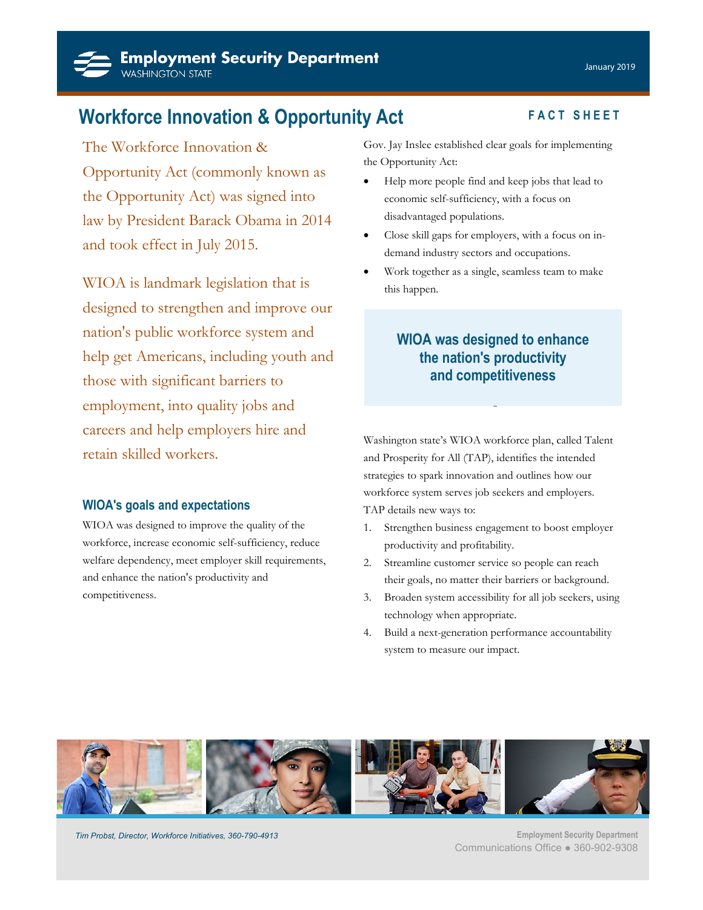Employment Security Department
WASHINGTON STATE

January 2019

# Workforce Innovation & Opportunity Act

**FACT SHEET**

The Workforce Innovation & Opportunity Act (commonly known as the Opportunity Act) was signed into law by President Barack Obama in 2014 and took effect in July 2015.

WIOA is landmark legislation that is designed to strengthen and improve our nation's public workforce system and help get Americans, including youth and those with significant barriers to employment, into quality jobs and careers and help employers hire and retain skilled workers.

## WIOA's goals and expectations

WIOA was designed to improve the quality of the workforce, increase economic self-sufficiency, reduce welfare dependency, meet employer skill requirements, and enhance the nation's productivity and competitiveness.

Gov. Jay Inslee established clear goals for implementing the Opportunity Act:

- Help more people find and keep jobs that lead to economic self-sufficiency, with a focus on disadvantaged populations.
- Close skill gaps for employers, with a focus on in-demand industry sectors and occupations.
- Work together as a single, seamless team to make this happen.

**WIOA was designed to enhance the nation's productivity and competitiveness**

Washington state's WIOA workforce plan, called Talent and Prosperity for All (TAP), identifies the intended strategies to spark innovation and outlines how our workforce system serves job seekers and employers. TAP details new ways to:

1. Strengthen business engagement to boost employer productivity and profitability.
2. Streamline customer service so people can reach their goals, no matter their barriers or background.
3. Broaden system accessibility for all job seekers, using technology when appropriate.
4. Build a next-generation performance accountability system to measure our impact.

*Tim Probst, Director, Workforce Initiatives, 360-790-4913*

Employment Security Department
Communications Office ● 360-902-9308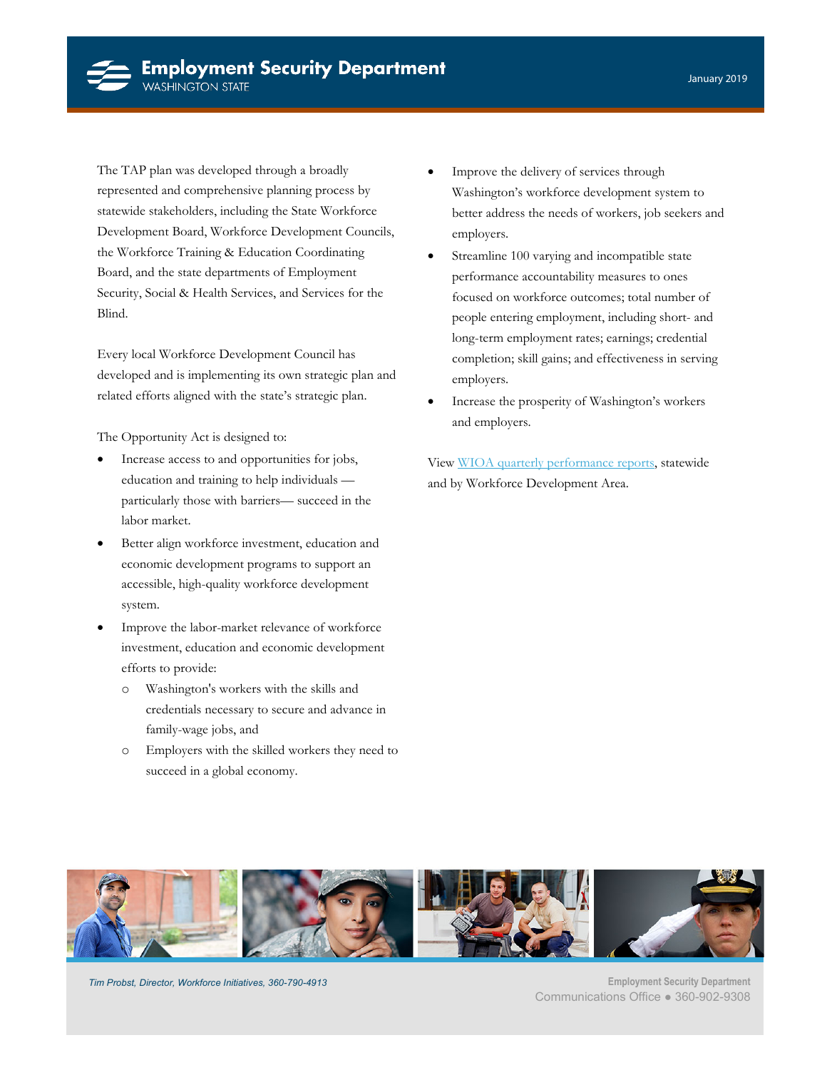The TAP plan was developed through a broadly represented and comprehensive planning process by statewide stakeholders, including the State Workforce Development Board, Workforce Development Councils, the Workforce Training & Education Coordinating Board, and the state departments of Employment Security, Social & Health Services, and Services for the Blind.

Every local Workforce Development Council has developed and is implementing its own strategic plan and related efforts aligned with the state's strategic plan.

The Opportunity Act is designed to:

- Increase access to and opportunities for jobs, education and training to help individuals — particularly those with barriers— succeed in the labor market.
- Better align workforce investment, education and economic development programs to support an accessible, high-quality workforce development system.
- Improve the labor-market relevance of workforce investment, education and economic development efforts to provide:
    - Washington's workers with the skills and credentials necessary to secure and advance in family-wage jobs, and
    - Employers with the skilled workers they need to succeed in a global economy.
- Improve the delivery of services through Washington's workforce development system to better address the needs of workers, job seekers and employers.
- Streamline 100 varying and incompatible state performance accountability measures to ones focused on workforce outcomes; total number of people entering employment, including short- and long-term employment rates; earnings; credential completion; skill gains; and effectiveness in serving employers.
- Increase the prosperity of Washington's workers and employers.

View WIOA quarterly performance reports, statewide and by Workforce Development Area.

*Tim Probst, Director, Workforce Initiatives, 360-790-4913*

**Employment Security Department**
Communications Office ● 360-902-9308